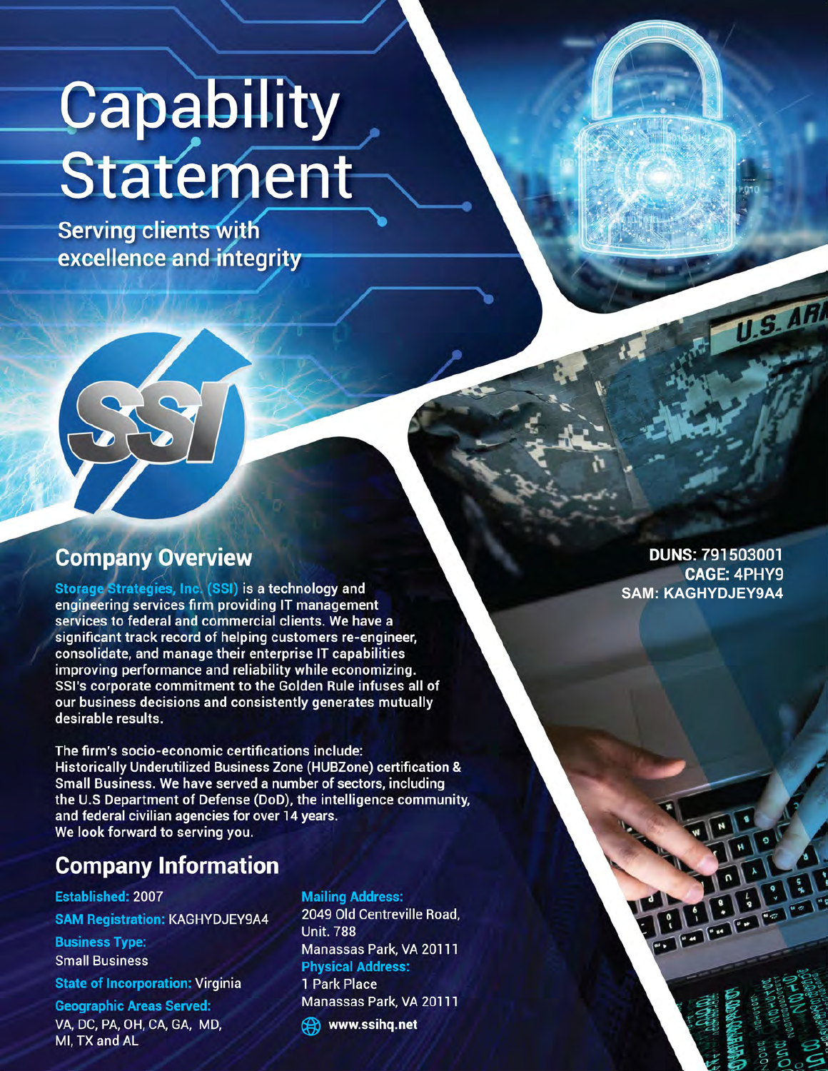# Capability Statement

Serving clients with excellence and integrity

**DUNS:** 791503001
**CAGE:** 4PHY9
**SAM:** KAGHYDJEY9A4

## Company Overview

**Storage Strategies, Inc. (SSI)** is a technology and engineering services firm providing IT management services to federal and commercial clients. We have a significant track record of helping customers re-engineer, consolidate, and manage their enterprise IT capabilities improving performance and reliability while economizing. SSI's corporate commitment to the Golden Rule infuses all of our business decisions and consistently generates mutually desirable results.

The firm's socio-economic certifications include: Historically Underutilized Business Zone (HUBZone) certification & Small Business. We have served a number of sectors, including the U.S Department of Defense (DoD), the intelligence community, and federal civilian agencies for over 14 years. We look forward to serving you.

## Company Information

**Established:** 2007

**SAM Registration:** KAGHYDJEY9A4

**Business Type:**
Small Business

**State of Incorporation:** Virginia

**Geographic Areas Served:**
VA, DC, PA, OH, CA, GA, MD, MI, TX and AL

**Mailing Address:**
2049 Old Centreville Road, Unit. 788
Manassas Park, VA 20111

**Physical Address:**
1 Park Place
Manassas Park, VA 20111

www.ssihq.net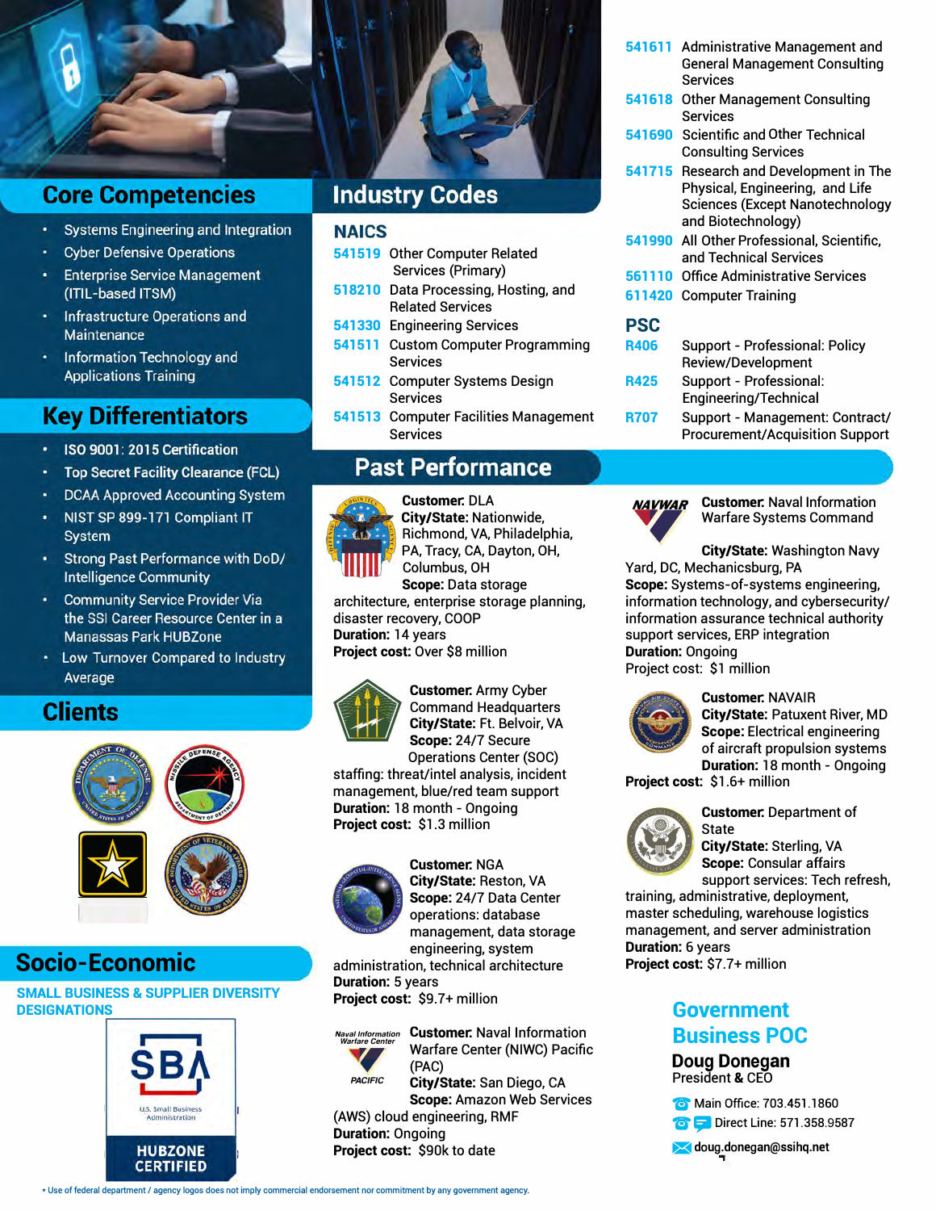## Core Competencies

- Systems Engineering and Integration
- Cyber Defensive Operations
- Enterprise Service Management (ITIL-based ITSM)
- Infrastructure Operations and Maintenance
- Information Technology and Applications Training

## Key Differentiators

- ISO 9001: 2015 Certification
- Top Secret Facility Clearance (FCL)
- DCAA Approved Accounting System
- NIST SP 899-171 Compliant IT System
- Strong Past Performance with DoD/ Intelligence Community
- Community Service Provider Via the SSI Career Resource Center in a Manassas Park HUBZone
- Low Turnover Compared to Industry Average

## Clients

## Socio-Economic

**SMALL BUSINESS & SUPPLIER DIVERSITY DESIGNATIONS**

SBA U.S. Small Business Administration

HUBZONE CERTIFIED

## Industry Codes

### NAICS

- **541519** Other Computer Related Services (Primary)
- **518210** Data Processing, Hosting, and Related Services
- **541330** Engineering Services
- **541511** Custom Computer Programming Services
- **541512** Computer Systems Design Services
- **541513** Computer Facilities Management Services
- **541611** Administrative Management and General Management Consulting Services
- **541618** Other Management Consulting Services
- **541690** Scientific and Other Technical Consulting Services
- **541715** Research and Development in The Physical, Engineering, and Life Sciences (Except Nanotechnology and Biotechnology)
- **541990** All Other Professional, Scientific, and Technical Services
- **561110** Office Administrative Services
- **611420** Computer Training

### PSC

- **R406** Support - Professional: Policy Review/Development
- **R425** Support - Professional: Engineering/Technical
- **R707** Support - Management: Contract/ Procurement/Acquisition Support

## Past Performance

**Customer:** DLA
**City/State:** Nationwide, Richmond, VA, Philadelphia, PA, Tracy, CA, Dayton, OH, Columbus, OH
**Scope:** Data storage architecture, enterprise storage planning, disaster recovery, COOP
**Duration:** 14 years
**Project cost:** Over $8 million

**Customer:** Army Cyber Command Headquarters
**City/State:** Ft. Belvoir, VA
**Scope:** 24/7 Secure Operations Center (SOC) staffing: threat/intel analysis, incident management, blue/red team support
**Duration:** 18 month - Ongoing
**Project cost:** $1.3 million

**Customer:** NGA
**City/State:** Reston, VA
**Scope:** 24/7 Data Center operations: database management, data storage engineering, system administration, technical architecture
**Duration:** 5 years
**Project cost:** $9.7+ million

**Customer:** Naval Information Warfare Center (NIWC) Pacific (PAC)
**City/State:** San Diego, CA
**Scope:** Amazon Web Services (AWS) cloud engineering, RMF
**Duration:** Ongoing
**Project cost:** $90k to date

**Customer:** Naval Information Warfare Systems Command
**City/State:** Washington Navy Yard, DC, Mechanicsburg, PA
**Scope:** Systems-of-systems engineering, information technology, and cybersecurity/ information assurance technical authority support services, ERP integration
**Duration:** Ongoing
Project cost: $1 million

**Customer:** NAVAIR
**City/State:** Patuxent River, MD
**Scope:** Electrical engineering of aircraft propulsion systems
**Duration:** 18 month - Ongoing
**Project cost:** $1.6+ million

**Customer:** Department of State
**City/State:** Sterling, VA
**Scope:** Consular affairs support services: Tech refresh, training, administrative, deployment, master scheduling, warehouse logistics management, and server administration
**Duration:** 6 years
**Project cost:** $7.7+ million

## Government Business POC

**Doug Donegan**
President & CEO

Main Office: 703.451.1860
Direct Line: 571.358.9587
doug.donegan@ssihq.net

* Use of federal department / agency logos does not imply commercial endorsement nor commitment by any government agency.